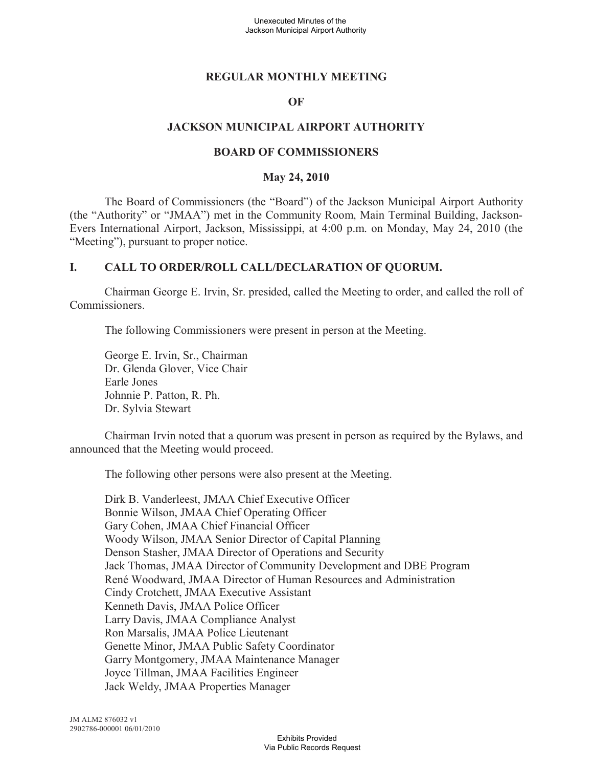# REGULAR MONTHLY MEETING

# OF

# JACKSON MUNICIPAL AIRPORT AUTHORITY

# BOARD OF COMMISSIONERS

## May 24, 2010

The Board of Commissioners (the "Board") of the Jackson Municipal Airport Authority (the "Authority" or "JMAA") met in the Community Room, Main Terminal Building, Jackson-Evers International Airport, Jackson, Mississippi, at 4:00 p.m. on Monday, May 24, 2010 (the "Meeting"), pursuant to proper notice.

## I. CALL TO ORDER/ROLL CALL/DECLARATION OF QUORUM.

Chairman George E. Irvin, Sr. presided, called the Meeting to order, and called the roll of Commissioners.

The following Commissioners were present in person at the Meeting.

George E. Irvin, Sr., Chairman
Dr. Glenda Glover, Vice Chair
Earle Jones
Johnnie P. Patton, R. Ph.
Dr. Sylvia Stewart

Chairman Irvin noted that a quorum was present in person as required by the Bylaws, and announced that the Meeting would proceed.

The following other persons were also present at the Meeting.

Dirk B. Vanderleest, JMAA Chief Executive Officer
Bonnie Wilson, JMAA Chief Operating Officer
Gary Cohen, JMAA Chief Financial Officer
Woody Wilson, JMAA Senior Director of Capital Planning
Denson Stasher, JMAA Director of Operations and Security
Jack Thomas, JMAA Director of Community Development and DBE Program
René Woodward, JMAA Director of Human Resources and Administration
Cindy Crotchett, JMAA Executive Assistant
Kenneth Davis, JMAA Police Officer
Larry Davis, JMAA Compliance Analyst
Ron Marsalis, JMAA Police Lieutenant
Genette Minor, JMAA Public Safety Coordinator
Garry Montgomery, JMAA Maintenance Manager
Joyce Tillman, JMAA Facilities Engineer
Jack Weldy, JMAA Properties Manager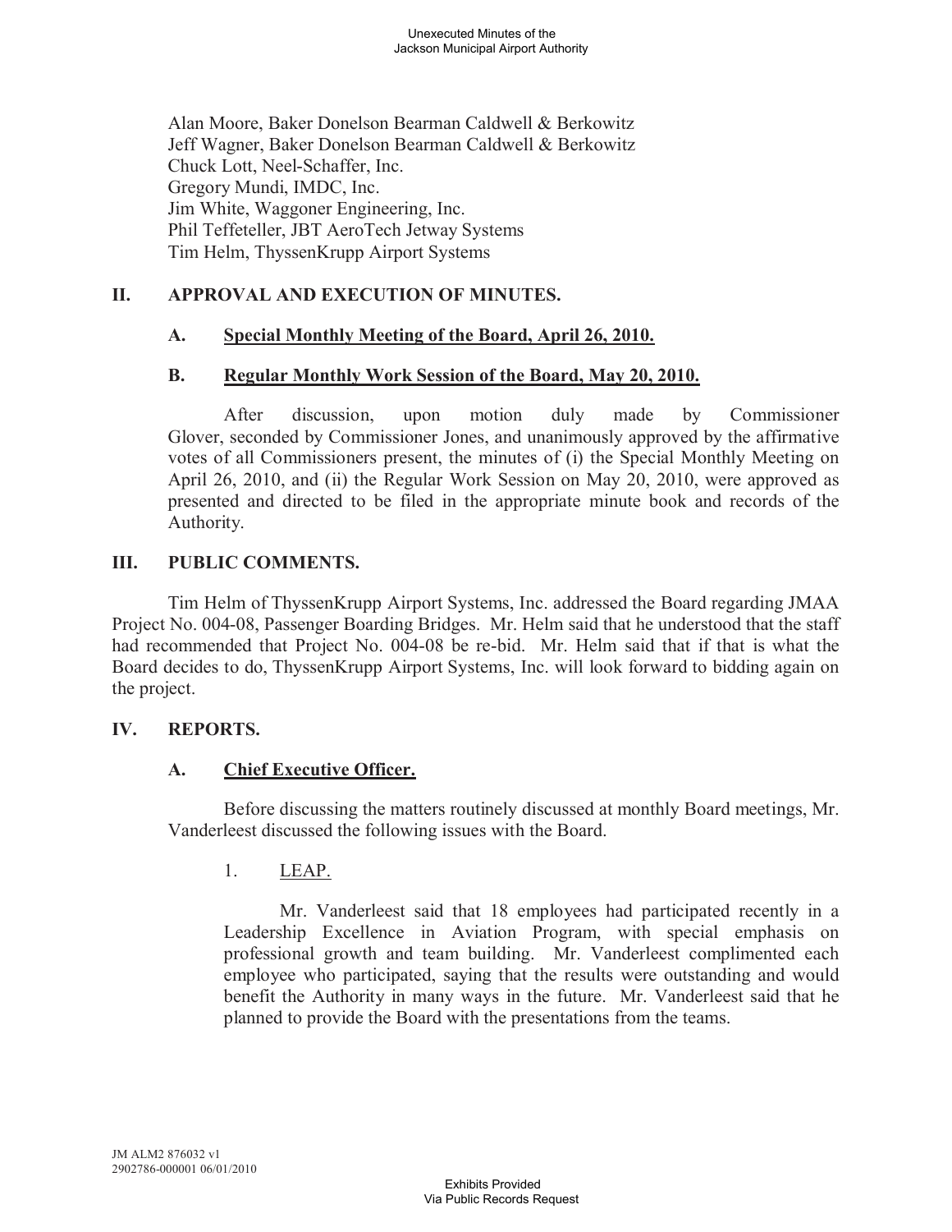Alan Moore, Baker Donelson Bearman Caldwell & Berkowitz
Jeff Wagner, Baker Donelson Bearman Caldwell & Berkowitz
Chuck Lott, Neel-Schaffer, Inc.
Gregory Mundi, IMDC, Inc.
Jim White, Waggoner Engineering, Inc.
Phil Teffeteller, JBT AeroTech Jetway Systems
Tim Helm, ThyssenKrupp Airport Systems

## II. APPROVAL AND EXECUTION OF MINUTES.

### A. Special Monthly Meeting of the Board, April 26, 2010.

### B. Regular Monthly Work Session of the Board, May 20, 2010.

After discussion, upon motion duly made by Commissioner Glover, seconded by Commissioner Jones, and unanimously approved by the affirmative votes of all Commissioners present, the minutes of (i) the Special Monthly Meeting on April 26, 2010, and (ii) the Regular Work Session on May 20, 2010, were approved as presented and directed to be filed in the appropriate minute book and records of the Authority.

## III. PUBLIC COMMENTS.

Tim Helm of ThyssenKrupp Airport Systems, Inc. addressed the Board regarding JMAA Project No. 004-08, Passenger Boarding Bridges. Mr. Helm said that he understood that the staff had recommended that Project No. 004-08 be re-bid. Mr. Helm said that if that is what the Board decides to do, ThyssenKrupp Airport Systems, Inc. will look forward to bidding again on the project.

## IV. REPORTS.

### A. Chief Executive Officer.

Before discussing the matters routinely discussed at monthly Board meetings, Mr. Vanderleest discussed the following issues with the Board.

1. LEAP.

Mr. Vanderleest said that 18 employees had participated recently in a Leadership Excellence in Aviation Program, with special emphasis on professional growth and team building. Mr. Vanderleest complimented each employee who participated, saying that the results were outstanding and would benefit the Authority in many ways in the future. Mr. Vanderleest said that he planned to provide the Board with the presentations from the teams.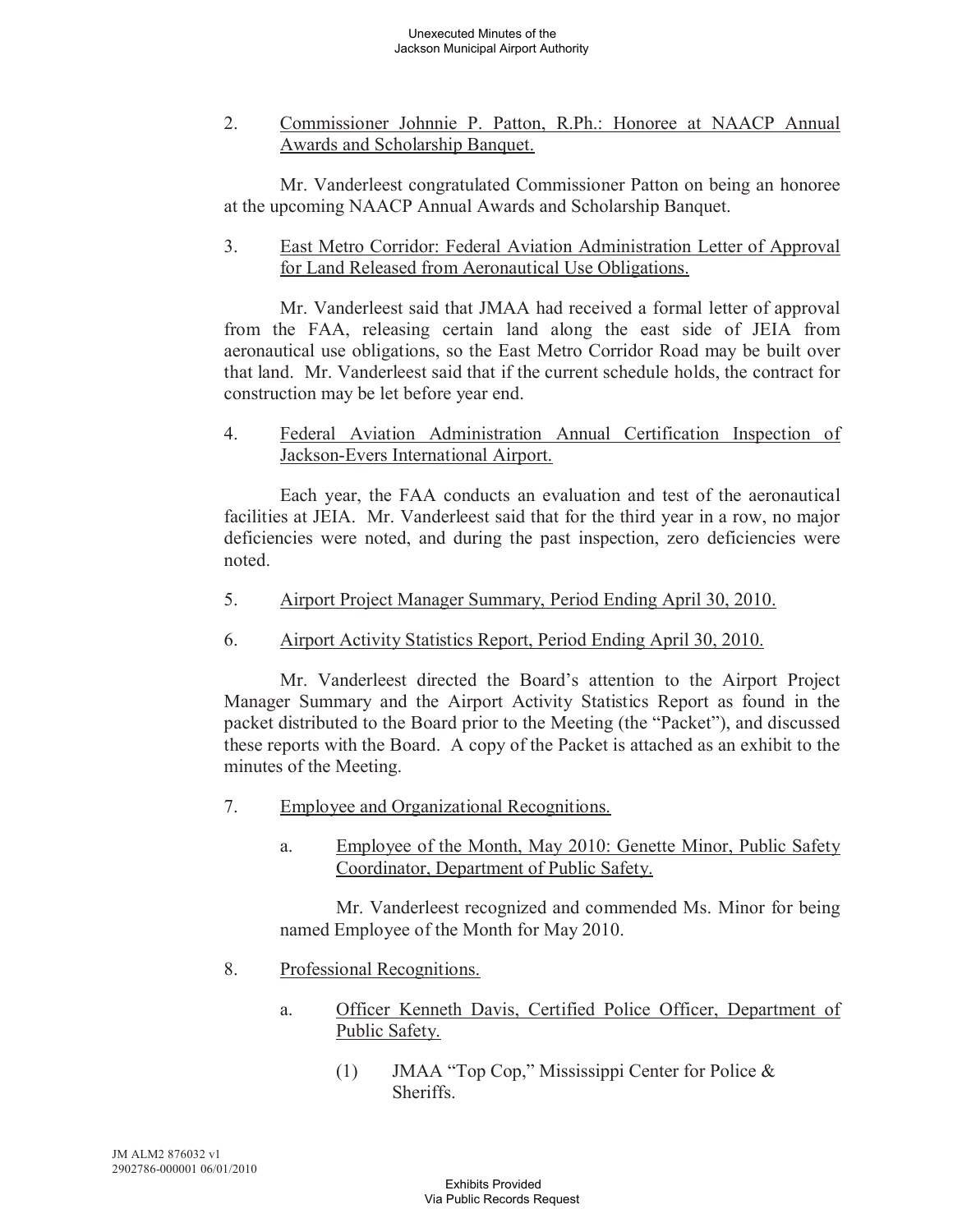2. <u>Commissioner Johnnie P. Patton, R.Ph.: Honoree at NAACP Annual Awards and Scholarship Banquet.</u>

Mr. Vanderleest congratulated Commissioner Patton on being an honoree at the upcoming NAACP Annual Awards and Scholarship Banquet.

3. <u>East Metro Corridor: Federal Aviation Administration Letter of Approval for Land Released from Aeronautical Use Obligations.</u>

Mr. Vanderleest said that JMAA had received a formal letter of approval from the FAA, releasing certain land along the east side of JEIA from aeronautical use obligations, so the East Metro Corridor Road may be built over that land. Mr. Vanderleest said that if the current schedule holds, the contract for construction may be let before year end.

4. <u>Federal Aviation Administration Annual Certification Inspection of Jackson-Evers International Airport.</u>

Each year, the FAA conducts an evaluation and test of the aeronautical facilities at JEIA. Mr. Vanderleest said that for the third year in a row, no major deficiencies were noted, and during the past inspection, zero deficiencies were noted.

5. <u>Airport Project Manager Summary, Period Ending April 30, 2010.</u>

6. <u>Airport Activity Statistics Report, Period Ending April 30, 2010.</u>

Mr. Vanderleest directed the Board's attention to the Airport Project Manager Summary and the Airport Activity Statistics Report as found in the packet distributed to the Board prior to the Meeting (the "Packet"), and discussed these reports with the Board. A copy of the Packet is attached as an exhibit to the minutes of the Meeting.

7. <u>Employee and Organizational Recognitions.</u>

   a. <u>Employee of the Month, May 2010: Genette Minor, Public Safety Coordinator, Department of Public Safety.</u>

   Mr. Vanderleest recognized and commended Ms. Minor for being named Employee of the Month for May 2010.

8. <u>Professional Recognitions.</u>

   a. <u>Officer Kenneth Davis, Certified Police Officer, Department of Public Safety.</u>

      (1) JMAA "Top Cop," Mississippi Center for Police & Sheriffs.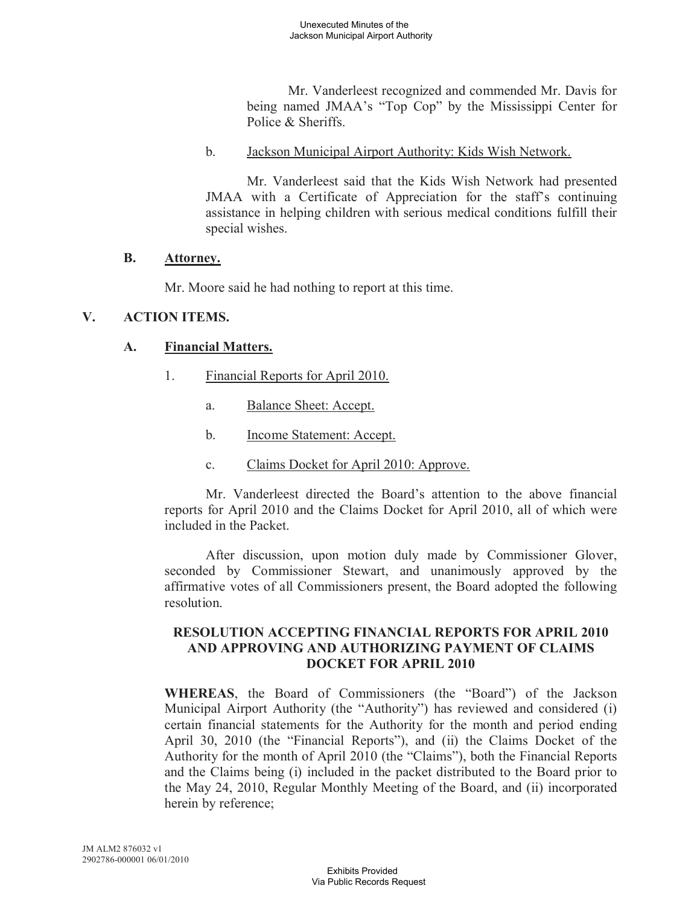Mr. Vanderleest recognized and commended Mr. Davis for being named JMAA's "Top Cop" by the Mississippi Center for Police & Sheriffs.

b. Jackson Municipal Airport Authority: Kids Wish Network.

Mr. Vanderleest said that the Kids Wish Network had presented JMAA with a Certificate of Appreciation for the staff's continuing assistance in helping children with serious medical conditions fulfill their special wishes.

### B. Attorney.

Mr. Moore said he had nothing to report at this time.

## V. ACTION ITEMS.

### A. Financial Matters.

1. Financial Reports for April 2010.

   a. Balance Sheet: Accept.

   b. Income Statement: Accept.

   c. Claims Docket for April 2010: Approve.

Mr. Vanderleest directed the Board's attention to the above financial reports for April 2010 and the Claims Docket for April 2010, all of which were included in the Packet.

After discussion, upon motion duly made by Commissioner Glover, seconded by Commissioner Stewart, and unanimously approved by the affirmative votes of all Commissioners present, the Board adopted the following resolution.

**RESOLUTION ACCEPTING FINANCIAL REPORTS FOR APRIL 2010 AND APPROVING AND AUTHORIZING PAYMENT OF CLAIMS DOCKET FOR APRIL 2010**

**WHEREAS**, the Board of Commissioners (the "Board") of the Jackson Municipal Airport Authority (the "Authority") has reviewed and considered (i) certain financial statements for the Authority for the month and period ending April 30, 2010 (the "Financial Reports"), and (ii) the Claims Docket of the Authority for the month of April 2010 (the "Claims"), both the Financial Reports and the Claims being (i) included in the packet distributed to the Board prior to the May 24, 2010, Regular Monthly Meeting of the Board, and (ii) incorporated herein by reference;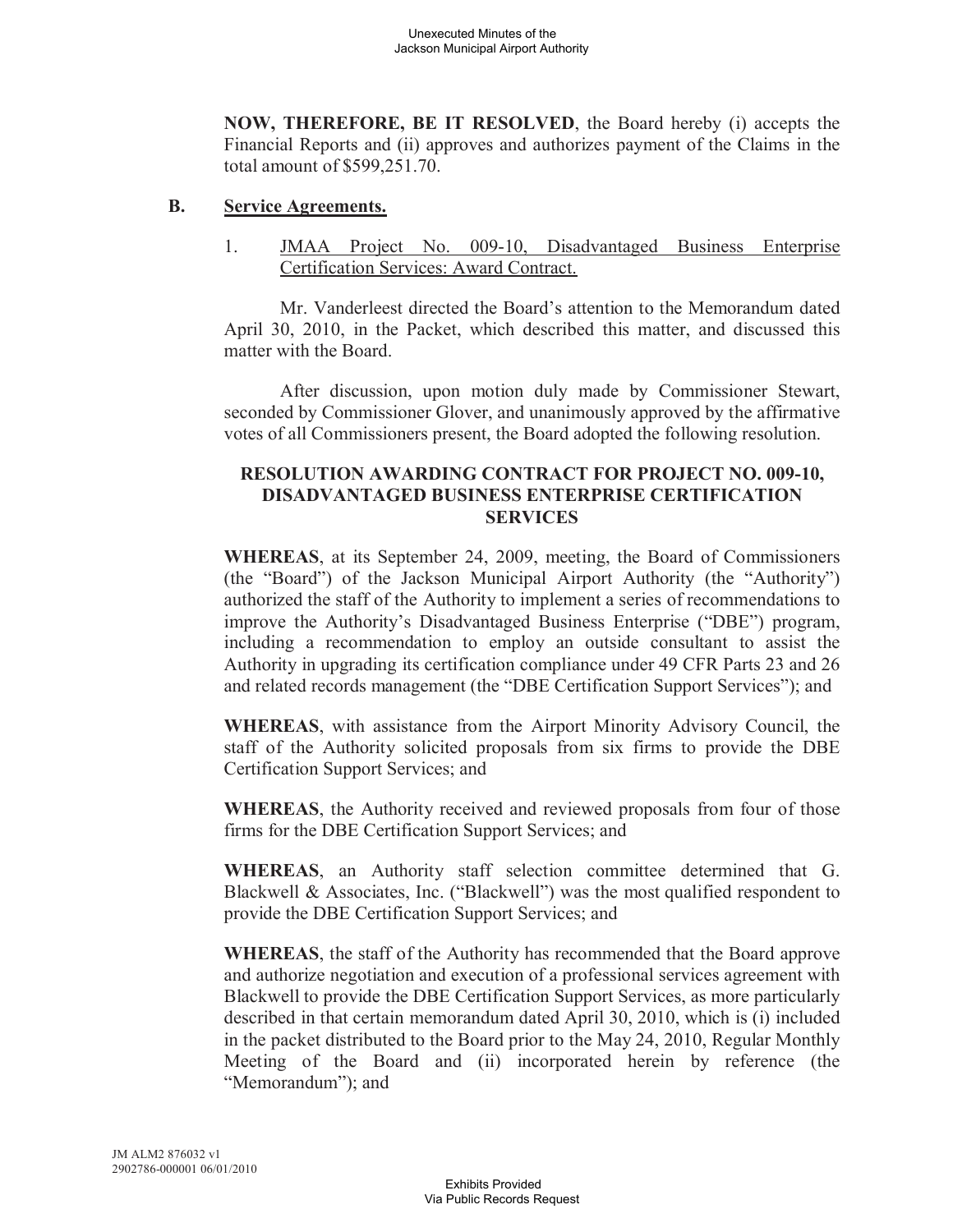**NOW, THEREFORE, BE IT RESOLVED**, the Board hereby (i) accepts the Financial Reports and (ii) approves and authorizes payment of the Claims in the total amount of $599,251.70.

**B. Service Agreements.**

1. JMAA Project No. 009-10, Disadvantaged Business Enterprise Certification Services: Award Contract.

Mr. Vanderleest directed the Board's attention to the Memorandum dated April 30, 2010, in the Packet, which described this matter, and discussed this matter with the Board.

After discussion, upon motion duly made by Commissioner Stewart, seconded by Commissioner Glover, and unanimously approved by the affirmative votes of all Commissioners present, the Board adopted the following resolution.

**RESOLUTION AWARDING CONTRACT FOR PROJECT NO. 009-10, DISADVANTAGED BUSINESS ENTERPRISE CERTIFICATION SERVICES**

**WHEREAS**, at its September 24, 2009, meeting, the Board of Commissioners (the "Board") of the Jackson Municipal Airport Authority (the "Authority") authorized the staff of the Authority to implement a series of recommendations to improve the Authority's Disadvantaged Business Enterprise ("DBE") program, including a recommendation to employ an outside consultant to assist the Authority in upgrading its certification compliance under 49 CFR Parts 23 and 26 and related records management (the "DBE Certification Support Services"); and

**WHEREAS**, with assistance from the Airport Minority Advisory Council, the staff of the Authority solicited proposals from six firms to provide the DBE Certification Support Services; and

**WHEREAS**, the Authority received and reviewed proposals from four of those firms for the DBE Certification Support Services; and

**WHEREAS**, an Authority staff selection committee determined that G. Blackwell & Associates, Inc. ("Blackwell") was the most qualified respondent to provide the DBE Certification Support Services; and

**WHEREAS**, the staff of the Authority has recommended that the Board approve and authorize negotiation and execution of a professional services agreement with Blackwell to provide the DBE Certification Support Services, as more particularly described in that certain memorandum dated April 30, 2010, which is (i) included in the packet distributed to the Board prior to the May 24, 2010, Regular Monthly Meeting of the Board and (ii) incorporated herein by reference (the "Memorandum"); and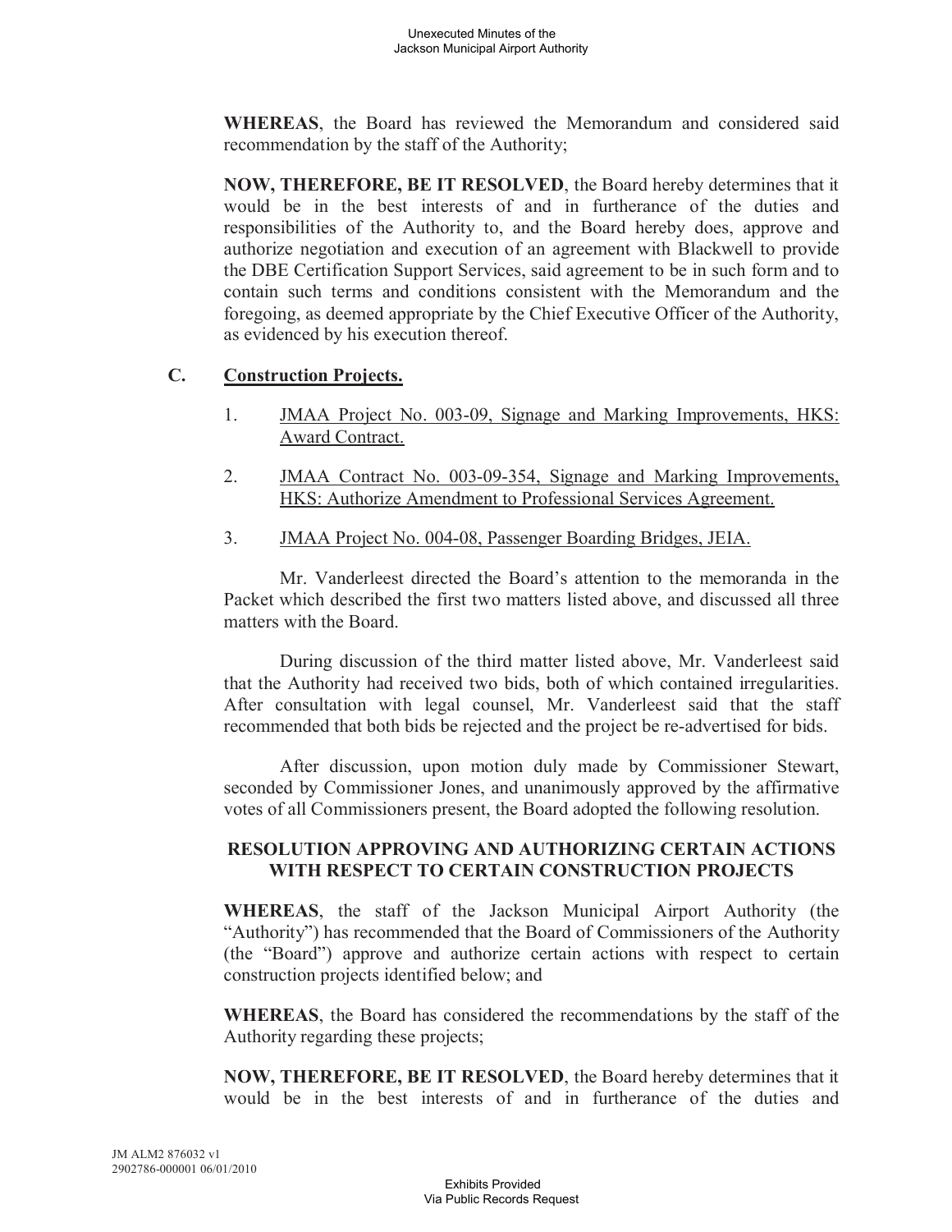**WHEREAS**, the Board has reviewed the Memorandum and considered said recommendation by the staff of the Authority;

**NOW, THEREFORE, BE IT RESOLVED**, the Board hereby determines that it would be in the best interests of and in furtherance of the duties and responsibilities of the Authority to, and the Board hereby does, approve and authorize negotiation and execution of an agreement with Blackwell to provide the DBE Certification Support Services, said agreement to be in such form and to contain such terms and conditions consistent with the Memorandum and the foregoing, as deemed appropriate by the Chief Executive Officer of the Authority, as evidenced by his execution thereof.

**C. Construction Projects.**

1. JMAA Project No. 003-09, Signage and Marking Improvements, HKS: Award Contract.

2. JMAA Contract No. 003-09-354, Signage and Marking Improvements, HKS: Authorize Amendment to Professional Services Agreement.

3. JMAA Project No. 004-08, Passenger Boarding Bridges, JEIA.

Mr. Vanderleest directed the Board's attention to the memoranda in the Packet which described the first two matters listed above, and discussed all three matters with the Board.

During discussion of the third matter listed above, Mr. Vanderleest said that the Authority had received two bids, both of which contained irregularities. After consultation with legal counsel, Mr. Vanderleest said that the staff recommended that both bids be rejected and the project be re-advertised for bids.

After discussion, upon motion duly made by Commissioner Stewart, seconded by Commissioner Jones, and unanimously approved by the affirmative votes of all Commissioners present, the Board adopted the following resolution.

**RESOLUTION APPROVING AND AUTHORIZING CERTAIN ACTIONS WITH RESPECT TO CERTAIN CONSTRUCTION PROJECTS**

**WHEREAS**, the staff of the Jackson Municipal Airport Authority (the "Authority") has recommended that the Board of Commissioners of the Authority (the "Board") approve and authorize certain actions with respect to certain construction projects identified below; and

**WHEREAS**, the Board has considered the recommendations by the staff of the Authority regarding these projects;

**NOW, THEREFORE, BE IT RESOLVED**, the Board hereby determines that it would be in the best interests of and in furtherance of the duties and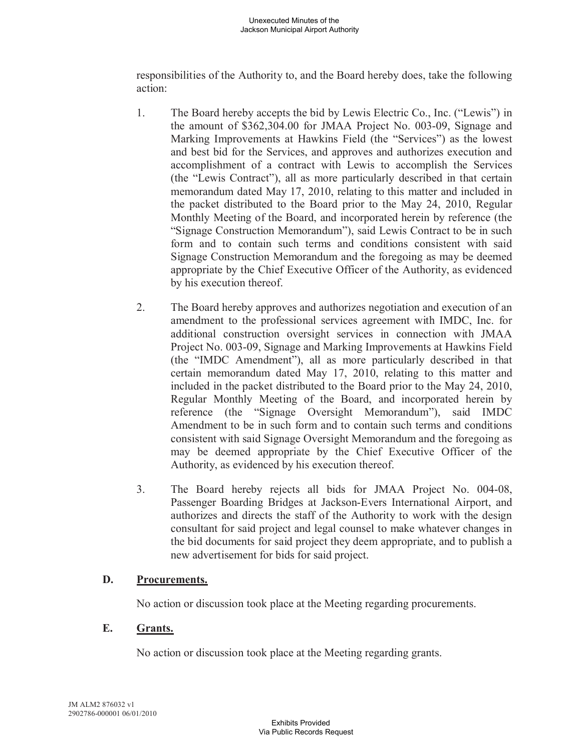responsibilities of the Authority to, and the Board hereby does, take the following action:

1. The Board hereby accepts the bid by Lewis Electric Co., Inc. ("Lewis") in the amount of $362,304.00 for JMAA Project No. 003-09, Signage and Marking Improvements at Hawkins Field (the "Services") as the lowest and best bid for the Services, and approves and authorizes execution and accomplishment of a contract with Lewis to accomplish the Services (the "Lewis Contract"), all as more particularly described in that certain memorandum dated May 17, 2010, relating to this matter and included in the packet distributed to the Board prior to the May 24, 2010, Regular Monthly Meeting of the Board, and incorporated herein by reference (the "Signage Construction Memorandum"), said Lewis Contract to be in such form and to contain such terms and conditions consistent with said Signage Construction Memorandum and the foregoing as may be deemed appropriate by the Chief Executive Officer of the Authority, as evidenced by his execution thereof.

2. The Board hereby approves and authorizes negotiation and execution of an amendment to the professional services agreement with IMDC, Inc. for additional construction oversight services in connection with JMAA Project No. 003-09, Signage and Marking Improvements at Hawkins Field (the "IMDC Amendment"), all as more particularly described in that certain memorandum dated May 17, 2010, relating to this matter and included in the packet distributed to the Board prior to the May 24, 2010, Regular Monthly Meeting of the Board, and incorporated herein by reference (the "Signage Oversight Memorandum"), said IMDC Amendment to be in such form and to contain such terms and conditions consistent with said Signage Oversight Memorandum and the foregoing as may be deemed appropriate by the Chief Executive Officer of the Authority, as evidenced by his execution thereof.

3. The Board hereby rejects all bids for JMAA Project No. 004-08, Passenger Boarding Bridges at Jackson-Evers International Airport, and authorizes and directs the staff of the Authority to work with the design consultant for said project and legal counsel to make whatever changes in the bid documents for said project they deem appropriate, and to publish a new advertisement for bids for said project.

**D. <u>Procurements.</u>**

No action or discussion took place at the Meeting regarding procurements.

**E. <u>Grants.</u>**

No action or discussion took place at the Meeting regarding grants.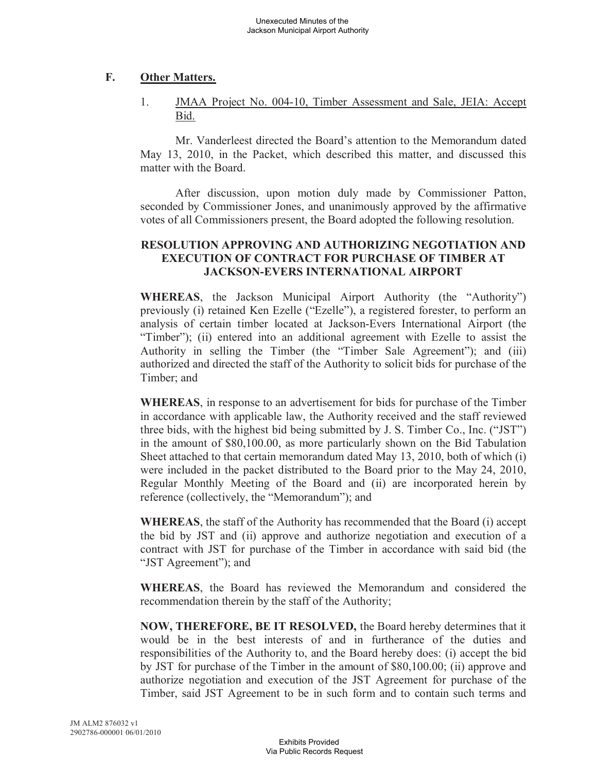## F. Other Matters.

1. JMAA Project No. 004-10, Timber Assessment and Sale, JEIA: Accept Bid.

Mr. Vanderleest directed the Board's attention to the Memorandum dated May 13, 2010, in the Packet, which described this matter, and discussed this matter with the Board.

After discussion, upon motion duly made by Commissioner Patton, seconded by Commissioner Jones, and unanimously approved by the affirmative votes of all Commissioners present, the Board adopted the following resolution.

**RESOLUTION APPROVING AND AUTHORIZING NEGOTIATION AND EXECUTION OF CONTRACT FOR PURCHASE OF TIMBER AT JACKSON-EVERS INTERNATIONAL AIRPORT**

**WHEREAS**, the Jackson Municipal Airport Authority (the "Authority") previously (i) retained Ken Ezelle ("Ezelle"), a registered forester, to perform an analysis of certain timber located at Jackson-Evers International Airport (the "Timber"); (ii) entered into an additional agreement with Ezelle to assist the Authority in selling the Timber (the "Timber Sale Agreement"); and (iii) authorized and directed the staff of the Authority to solicit bids for purchase of the Timber; and

**WHEREAS**, in response to an advertisement for bids for purchase of the Timber in accordance with applicable law, the Authority received and the staff reviewed three bids, with the highest bid being submitted by J. S. Timber Co., Inc. ("JST") in the amount of $80,100.00, as more particularly shown on the Bid Tabulation Sheet attached to that certain memorandum dated May 13, 2010, both of which (i) were included in the packet distributed to the Board prior to the May 24, 2010, Regular Monthly Meeting of the Board and (ii) are incorporated herein by reference (collectively, the "Memorandum"); and

**WHEREAS**, the staff of the Authority has recommended that the Board (i) accept the bid by JST and (ii) approve and authorize negotiation and execution of a contract with JST for purchase of the Timber in accordance with said bid (the "JST Agreement"); and

**WHEREAS**, the Board has reviewed the Memorandum and considered the recommendation therein by the staff of the Authority;

**NOW, THEREFORE, BE IT RESOLVED,** the Board hereby determines that it would be in the best interests of and in furtherance of the duties and responsibilities of the Authority to, and the Board hereby does: (i) accept the bid by JST for purchase of the Timber in the amount of $80,100.00; (ii) approve and authorize negotiation and execution of the JST Agreement for purchase of the Timber, said JST Agreement to be in such form and to contain such terms and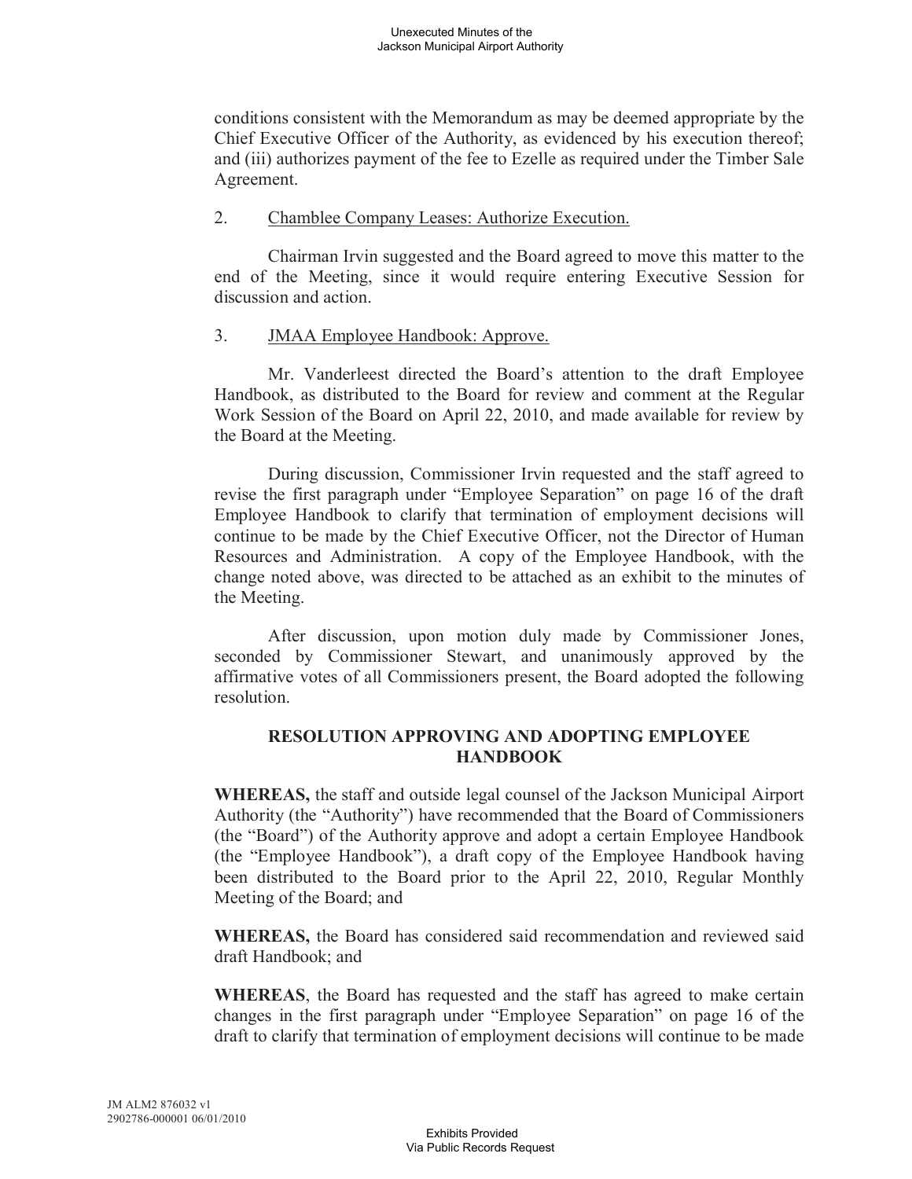conditions consistent with the Memorandum as may be deemed appropriate by the Chief Executive Officer of the Authority, as evidenced by his execution thereof; and (iii) authorizes payment of the fee to Ezelle as required under the Timber Sale Agreement.

2. Chamblee Company Leases: Authorize Execution.

Chairman Irvin suggested and the Board agreed to move this matter to the end of the Meeting, since it would require entering Executive Session for discussion and action.

3. JMAA Employee Handbook: Approve.

Mr. Vanderleest directed the Board's attention to the draft Employee Handbook, as distributed to the Board for review and comment at the Regular Work Session of the Board on April 22, 2010, and made available for review by the Board at the Meeting.

During discussion, Commissioner Irvin requested and the staff agreed to revise the first paragraph under "Employee Separation" on page 16 of the draft Employee Handbook to clarify that termination of employment decisions will continue to be made by the Chief Executive Officer, not the Director of Human Resources and Administration. A copy of the Employee Handbook, with the change noted above, was directed to be attached as an exhibit to the minutes of the Meeting.

After discussion, upon motion duly made by Commissioner Jones, seconded by Commissioner Stewart, and unanimously approved by the affirmative votes of all Commissioners present, the Board adopted the following resolution.

**RESOLUTION APPROVING AND ADOPTING EMPLOYEE HANDBOOK**

**WHEREAS,** the staff and outside legal counsel of the Jackson Municipal Airport Authority (the "Authority") have recommended that the Board of Commissioners (the "Board") of the Authority approve and adopt a certain Employee Handbook (the "Employee Handbook"), a draft copy of the Employee Handbook having been distributed to the Board prior to the April 22, 2010, Regular Monthly Meeting of the Board; and

**WHEREAS,** the Board has considered said recommendation and reviewed said draft Handbook; and

**WHEREAS**, the Board has requested and the staff has agreed to make certain changes in the first paragraph under "Employee Separation" on page 16 of the draft to clarify that termination of employment decisions will continue to be made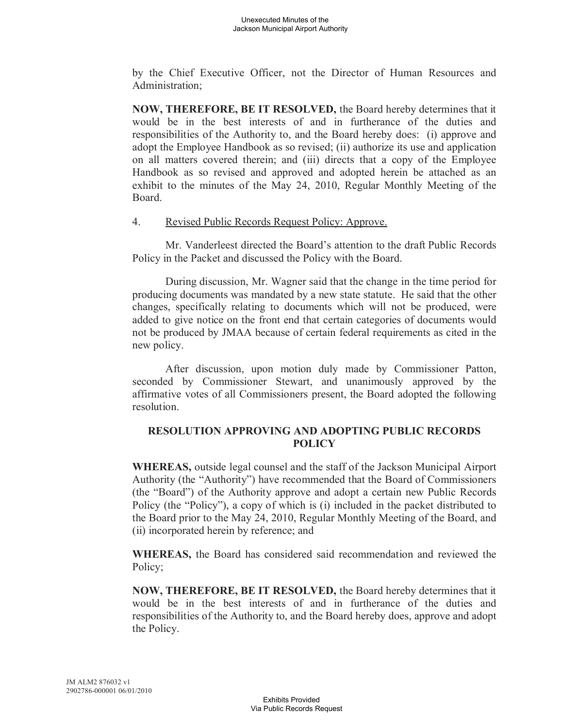by the Chief Executive Officer, not the Director of Human Resources and Administration;

**NOW, THEREFORE, BE IT RESOLVED,** the Board hereby determines that it would be in the best interests of and in furtherance of the duties and responsibilities of the Authority to, and the Board hereby does: (i) approve and adopt the Employee Handbook as so revised; (ii) authorize its use and application on all matters covered therein; and (iii) directs that a copy of the Employee Handbook as so revised and approved and adopted herein be attached as an exhibit to the minutes of the May 24, 2010, Regular Monthly Meeting of the Board.

4. Revised Public Records Request Policy: Approve.

Mr. Vanderleest directed the Board's attention to the draft Public Records Policy in the Packet and discussed the Policy with the Board.

During discussion, Mr. Wagner said that the change in the time period for producing documents was mandated by a new state statute. He said that the other changes, specifically relating to documents which will not be produced, were added to give notice on the front end that certain categories of documents would not be produced by JMAA because of certain federal requirements as cited in the new policy.

After discussion, upon motion duly made by Commissioner Patton, seconded by Commissioner Stewart, and unanimously approved by the affirmative votes of all Commissioners present, the Board adopted the following resolution.

**RESOLUTION APPROVING AND ADOPTING PUBLIC RECORDS POLICY**

**WHEREAS,** outside legal counsel and the staff of the Jackson Municipal Airport Authority (the "Authority") have recommended that the Board of Commissioners (the "Board") of the Authority approve and adopt a certain new Public Records Policy (the "Policy"), a copy of which is (i) included in the packet distributed to the Board prior to the May 24, 2010, Regular Monthly Meeting of the Board, and (ii) incorporated herein by reference; and

**WHEREAS,** the Board has considered said recommendation and reviewed the Policy;

**NOW, THEREFORE, BE IT RESOLVED,** the Board hereby determines that it would be in the best interests of and in furtherance of the duties and responsibilities of the Authority to, and the Board hereby does, approve and adopt the Policy.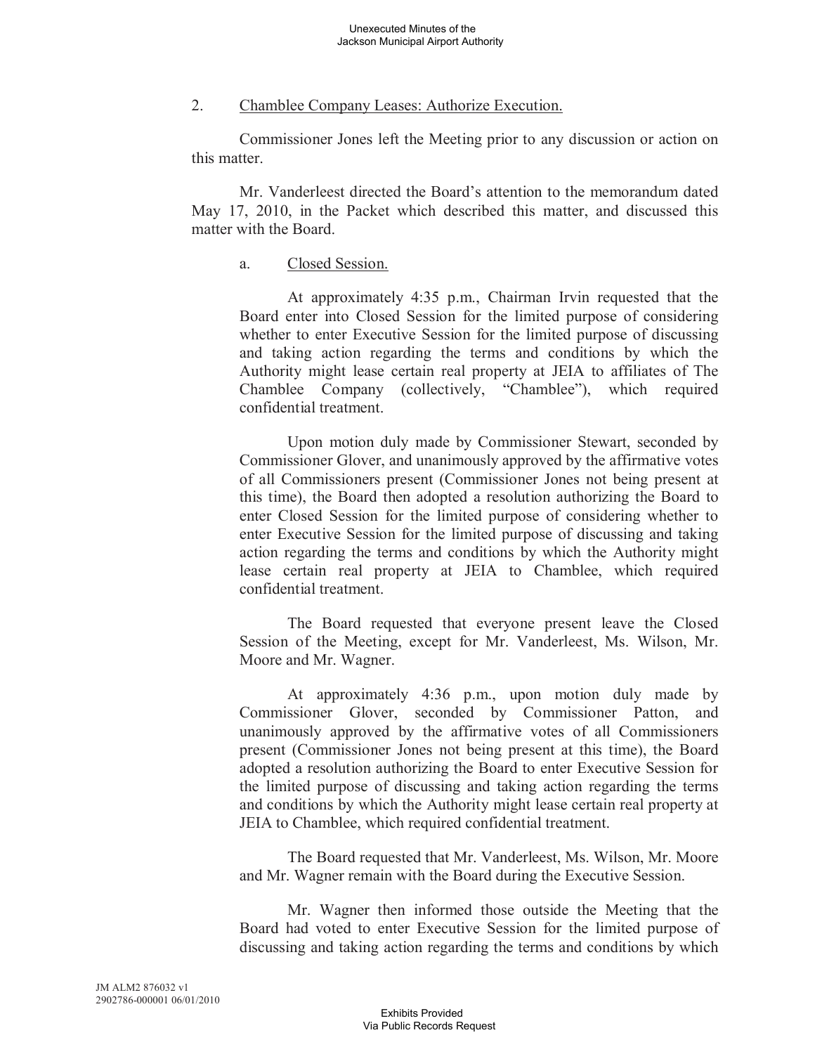2. Chamblee Company Leases: Authorize Execution.

Commissioner Jones left the Meeting prior to any discussion or action on this matter.

Mr. Vanderleest directed the Board's attention to the memorandum dated May 17, 2010, in the Packet which described this matter, and discussed this matter with the Board.

a. Closed Session.

At approximately 4:35 p.m., Chairman Irvin requested that the Board enter into Closed Session for the limited purpose of considering whether to enter Executive Session for the limited purpose of discussing and taking action regarding the terms and conditions by which the Authority might lease certain real property at JEIA to affiliates of The Chamblee Company (collectively, "Chamblee"), which required confidential treatment.

Upon motion duly made by Commissioner Stewart, seconded by Commissioner Glover, and unanimously approved by the affirmative votes of all Commissioners present (Commissioner Jones not being present at this time), the Board then adopted a resolution authorizing the Board to enter Closed Session for the limited purpose of considering whether to enter Executive Session for the limited purpose of discussing and taking action regarding the terms and conditions by which the Authority might lease certain real property at JEIA to Chamblee, which required confidential treatment.

The Board requested that everyone present leave the Closed Session of the Meeting, except for Mr. Vanderleest, Ms. Wilson, Mr. Moore and Mr. Wagner.

At approximately 4:36 p.m., upon motion duly made by Commissioner Glover, seconded by Commissioner Patton, and unanimously approved by the affirmative votes of all Commissioners present (Commissioner Jones not being present at this time), the Board adopted a resolution authorizing the Board to enter Executive Session for the limited purpose of discussing and taking action regarding the terms and conditions by which the Authority might lease certain real property at JEIA to Chamblee, which required confidential treatment.

The Board requested that Mr. Vanderleest, Ms. Wilson, Mr. Moore and Mr. Wagner remain with the Board during the Executive Session.

Mr. Wagner then informed those outside the Meeting that the Board had voted to enter Executive Session for the limited purpose of discussing and taking action regarding the terms and conditions by which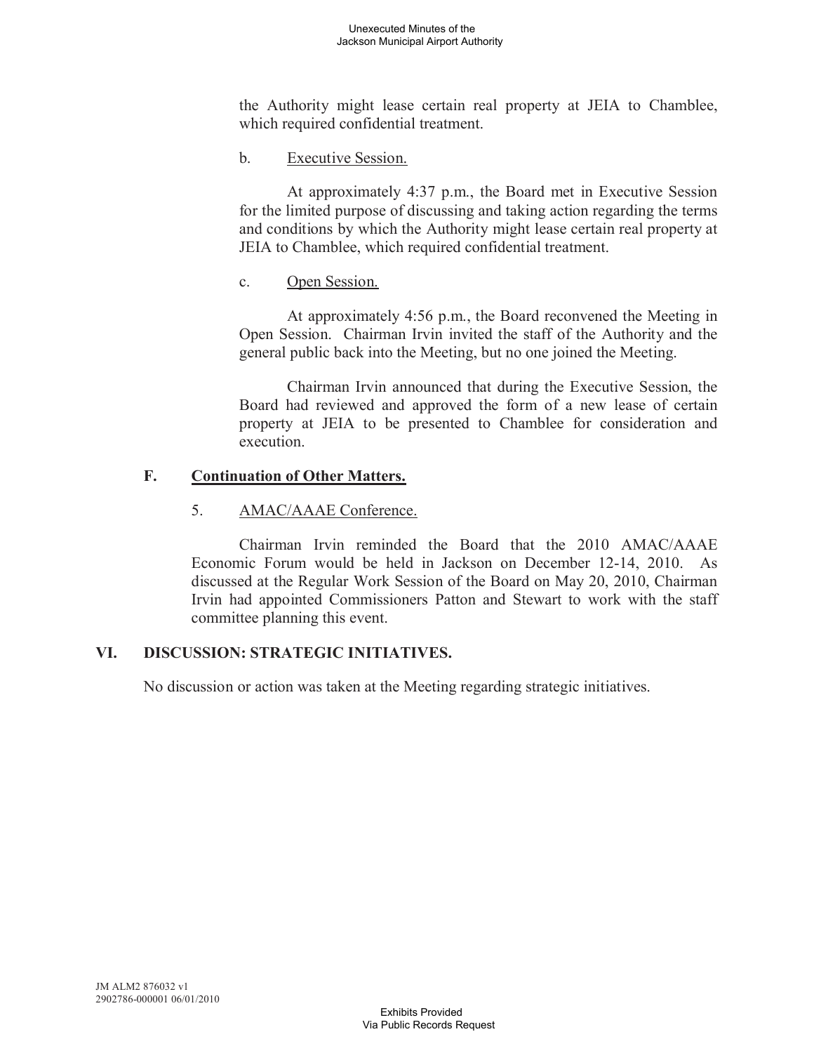the Authority might lease certain real property at JEIA to Chamblee, which required confidential treatment.

b. <u>Executive Session.</u>

At approximately 4:37 p.m., the Board met in Executive Session for the limited purpose of discussing and taking action regarding the terms and conditions by which the Authority might lease certain real property at JEIA to Chamblee, which required confidential treatment.

c. <u>Open Session.</u>

At approximately 4:56 p.m., the Board reconvened the Meeting in Open Session. Chairman Irvin invited the staff of the Authority and the general public back into the Meeting, but no one joined the Meeting.

Chairman Irvin announced that during the Executive Session, the Board had reviewed and approved the form of a new lease of certain property at JEIA to be presented to Chamblee for consideration and execution.

### F. Continuation of Other Matters.

5. <u>AMAC/AAAE Conference.</u>

Chairman Irvin reminded the Board that the 2010 AMAC/AAAE Economic Forum would be held in Jackson on December 12-14, 2010. As discussed at the Regular Work Session of the Board on May 20, 2010, Chairman Irvin had appointed Commissioners Patton and Stewart to work with the staff committee planning this event.

## VI. DISCUSSION: STRATEGIC INITIATIVES.

No discussion or action was taken at the Meeting regarding strategic initiatives.

JM ALM2 876032 v1
2902786-000001 06/01/2010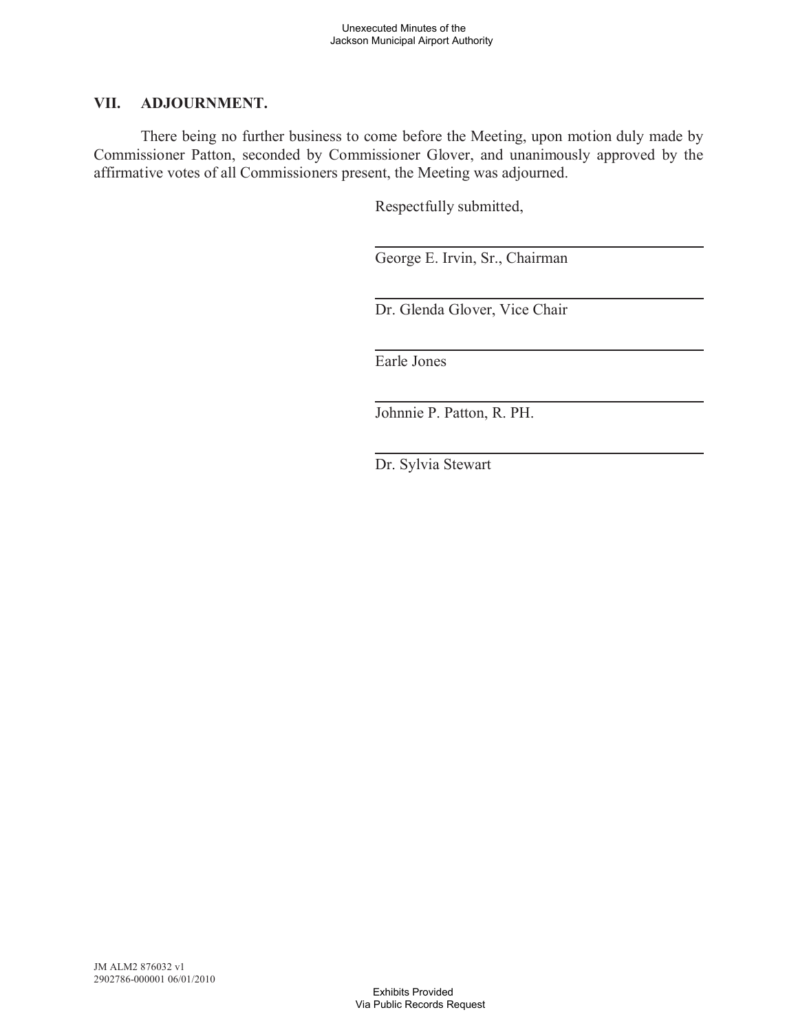## VII. ADJOURNMENT.

There being no further business to come before the Meeting, upon motion duly made by Commissioner Patton, seconded by Commissioner Glover, and unanimously approved by the affirmative votes of all Commissioners present, the Meeting was adjourned.

Respectfully submitted,

\_\_\_\_\_\_\_\_\_\_\_\_\_\_\_\_\_\_\_\_\_\_\_\_\_\_\_\_\_\_

George E. Irvin, Sr., Chairman

\_\_\_\_\_\_\_\_\_\_\_\_\_\_\_\_\_\_\_\_\_\_\_\_\_\_\_\_\_\_

Dr. Glenda Glover, Vice Chair

\_\_\_\_\_\_\_\_\_\_\_\_\_\_\_\_\_\_\_\_\_\_\_\_\_\_\_\_\_\_

Earle Jones

\_\_\_\_\_\_\_\_\_\_\_\_\_\_\_\_\_\_\_\_\_\_\_\_\_\_\_\_\_\_

Johnnie P. Patton, R. PH.

\_\_\_\_\_\_\_\_\_\_\_\_\_\_\_\_\_\_\_\_\_\_\_\_\_\_\_\_\_\_

Dr. Sylvia Stewart